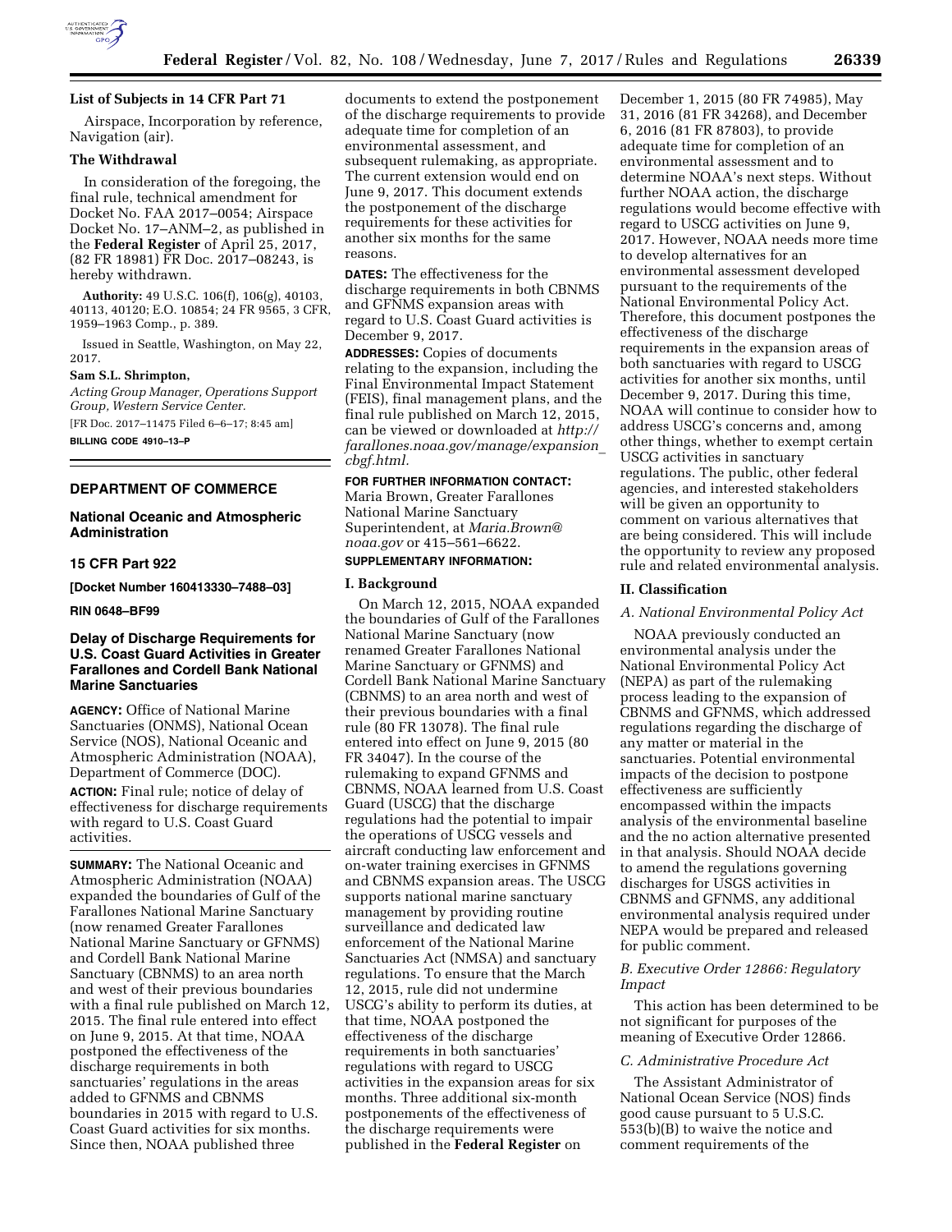### List of Subjects in 14 CFR Part 71

Airspace, Incorporation by reference, Navigation (air).

### The Withdrawal

In consideration of the foregoing, the final rule, technical amendment for Docket No. FAA 2017–0054; Airspace Docket No. 17–ANM–2, as published in the **Federal Register** of April 25, 2017, (82 FR 18981) FR Doc. 2017–08243, is hereby withdrawn.

**Authority:** 49 U.S.C. 106(f), 106(g), 40103, 40113, 40120; E.O. 10854; 24 FR 9565, 3 CFR, 1959–1963 Comp., p. 389.

Issued in Seattle, Washington, on May 22, 2017.

**Sam S.L. Shrimpton,**

*Acting Group Manager, Operations Support Group, Western Service Center.*

[FR Doc. 2017–11475 Filed 6–6–17; 8:45 am]

**BILLING CODE 4910–13–P**

---

## DEPARTMENT OF COMMERCE

### National Oceanic and Atmospheric Administration

### 15 CFR Part 922

**[Docket Number 160413330–7488–03]**

**RIN 0648–BF99**

### Delay of Discharge Requirements for U.S. Coast Guard Activities in Greater Farallones and Cordell Bank National Marine Sanctuaries

**AGENCY:** Office of National Marine Sanctuaries (ONMS), National Ocean Service (NOS), National Oceanic and Atmospheric Administration (NOAA), Department of Commerce (DOC).

**ACTION:** Final rule; notice of delay of effectiveness for discharge requirements with regard to U.S. Coast Guard activities.

**SUMMARY:** The National Oceanic and Atmospheric Administration (NOAA) expanded the boundaries of Gulf of the Farallones National Marine Sanctuary (now renamed Greater Farallones National Marine Sanctuary or GFNMS) and Cordell Bank National Marine Sanctuary (CBNMS) to an area north and west of their previous boundaries with a final rule published on March 12, 2015. The final rule entered into effect on June 9, 2015. At that time, NOAA postponed the effectiveness of the discharge requirements in both sanctuaries' regulations in the areas added to GFNMS and CBNMS boundaries in 2015 with regard to U.S. Coast Guard activities for six months. Since then, NOAA published three documents to extend the postponement of the discharge requirements to provide adequate time for completion of an environmental assessment, and subsequent rulemaking, as appropriate. The current extension would end on June 9, 2017. This document extends the postponement of the discharge requirements for these activities for another six months for the same reasons.

**DATES:** The effectiveness for the discharge requirements in both CBNMS and GFNMS expansion areas with regard to U.S. Coast Guard activities is December 9, 2017.

**ADDRESSES:** Copies of documents relating to the expansion, including the Final Environmental Impact Statement (FEIS), final management plans, and the final rule published on March 12, 2015, can be viewed or downloaded at *http://farallones.noaa.gov/manage/expansion_cbgf.html.*

**FOR FURTHER INFORMATION CONTACT:** Maria Brown, Greater Farallones National Marine Sanctuary Superintendent, at *Maria.Brown@noaa.gov* or 415–561–6622.

**SUPPLEMENTARY INFORMATION:**

#### I. Background

On March 12, 2015, NOAA expanded the boundaries of Gulf of the Farallones National Marine Sanctuary (now renamed Greater Farallones National Marine Sanctuary or GFNMS) and Cordell Bank National Marine Sanctuary (CBNMS) to an area north and west of their previous boundaries with a final rule (80 FR 13078). The final rule entered into effect on June 9, 2015 (80 FR 34047). In the course of the rulemaking to expand GFNMS and CBNMS, NOAA learned from U.S. Coast Guard (USCG) that the discharge regulations had the potential to impair the operations of USCG vessels and aircraft conducting law enforcement and on-water training exercises in GFNMS and CBNMS expansion areas. The USCG supports national marine sanctuary management by providing routine surveillance and dedicated law enforcement of the National Marine Sanctuaries Act (NMSA) and sanctuary regulations. To ensure that the March 12, 2015, rule did not undermine USCG's ability to perform its duties, at that time, NOAA postponed the effectiveness of the discharge requirements in both sanctuaries' regulations with regard to USCG activities in the expansion areas for six months. Three additional six-month postponements of the effectiveness of the discharge requirements were published in the **Federal Register** on December 1, 2015 (80 FR 74985), May 31, 2016 (81 FR 34268), and December 6, 2016 (81 FR 87803), to provide adequate time for completion of an environmental assessment and to determine NOAA's next steps. Without further NOAA action, the discharge regulations would become effective with regard to USCG activities on June 9, 2017. However, NOAA needs more time to develop alternatives for an environmental assessment developed pursuant to the requirements of the National Environmental Policy Act. Therefore, this document postpones the effectiveness of the discharge requirements in the expansion areas of both sanctuaries with regard to USCG activities for another six months, until December 9, 2017. During this time, NOAA will continue to consider how to address USCG's concerns and, among other things, whether to exempt certain USCG activities in sanctuary regulations. The public, other federal agencies, and interested stakeholders will be given an opportunity to comment on various alternatives that are being considered. This will include the opportunity to review any proposed rule and related environmental analysis.

#### II. Classification

*A. National Environmental Policy Act*

NOAA previously conducted an environmental analysis under the National Environmental Policy Act (NEPA) as part of the rulemaking process leading to the expansion of CBNMS and GFNMS, which addressed regulations regarding the discharge of any matter or material in the sanctuaries. Potential environmental impacts of the decision to postpone effectiveness are sufficiently encompassed within the impacts analysis of the environmental baseline and the no action alternative presented in that analysis. Should NOAA decide to amend the regulations governing discharges for USGS activities in CBNMS and GFNMS, any additional environmental analysis required under NEPA would be prepared and released for public comment.

*B. Executive Order 12866: Regulatory Impact*

This action has been determined to be not significant for purposes of the meaning of Executive Order 12866.

*C. Administrative Procedure Act*

The Assistant Administrator of National Ocean Service (NOS) finds good cause pursuant to 5 U.S.C. 553(b)(B) to waive the notice and comment requirements of the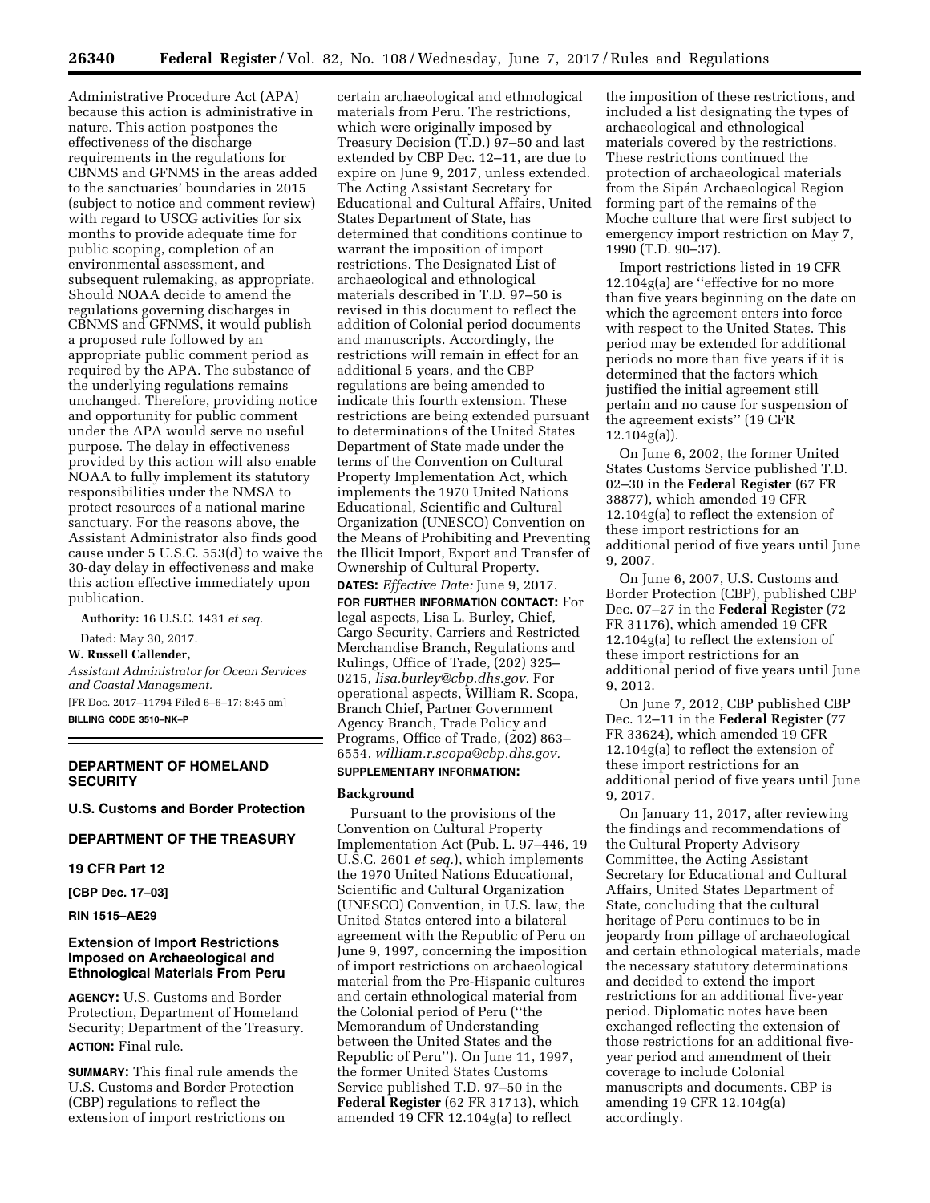Administrative Procedure Act (APA) because this action is administrative in nature. This action postpones the effectiveness of the discharge requirements in the regulations for CBNMS and GFNMS in the areas added to the sanctuaries' boundaries in 2015 (subject to notice and comment review) with regard to USCG activities for six months to provide adequate time for public scoping, completion of an environmental assessment, and subsequent rulemaking, as appropriate. Should NOAA decide to amend the regulations governing discharges in CBNMS and GFNMS, it would publish a proposed rule followed by an appropriate public comment period as required by the APA. The substance of the underlying regulations remains unchanged. Therefore, providing notice and opportunity for public comment under the APA would serve no useful purpose. The delay in effectiveness provided by this action will also enable NOAA to fully implement its statutory responsibilities under the NMSA to protect resources of a national marine sanctuary. For the reasons above, the Assistant Administrator also finds good cause under 5 U.S.C. 553(d) to waive the 30-day delay in effectiveness and make this action effective immediately upon publication.

**Authority:** 16 U.S.C. 1431 *et seq.*

Dated: May 30, 2017.

**W. Russell Callender,**

*Assistant Administrator for Ocean Services and Coastal Management.*

[FR Doc. 2017–11794 Filed 6–6–17; 8:45 am]

**BILLING CODE 3510–NK–P**

## DEPARTMENT OF HOMELAND SECURITY

### U.S. Customs and Border Protection

## DEPARTMENT OF THE TREASURY

### 19 CFR Part 12

**[CBP Dec. 17–03]**

**RIN 1515–AE29**

### Extension of Import Restrictions Imposed on Archaeological and Ethnological Materials From Peru

**AGENCY:** U.S. Customs and Border Protection, Department of Homeland Security; Department of the Treasury.

**ACTION:** Final rule.

**SUMMARY:** This final rule amends the U.S. Customs and Border Protection (CBP) regulations to reflect the extension of import restrictions on certain archaeological and ethnological materials from Peru. The restrictions, which were originally imposed by Treasury Decision (T.D.) 97–50 and last extended by CBP Dec. 12–11, are due to expire on June 9, 2017, unless extended. The Acting Assistant Secretary for Educational and Cultural Affairs, United States Department of State, has determined that conditions continue to warrant the imposition of import restrictions. The Designated List of archaeological and ethnological materials described in T.D. 97–50 is revised in this document to reflect the addition of Colonial period documents and manuscripts. Accordingly, the restrictions will remain in effect for an additional 5 years, and the CBP regulations are being amended to indicate this fourth extension. These restrictions are being extended pursuant to determinations of the United States Department of State made under the terms of the Convention on Cultural Property Implementation Act, which implements the 1970 United Nations Educational, Scientific and Cultural Organization (UNESCO) Convention on the Means of Prohibiting and Preventing the Illicit Import, Export and Transfer of Ownership of Cultural Property.

**DATES:** *Effective Date:* June 9, 2017.

**FOR FURTHER INFORMATION CONTACT:** For legal aspects, Lisa L. Burley, Chief, Cargo Security, Carriers and Restricted Merchandise Branch, Regulations and Rulings, Office of Trade, (202) 325–0215, *lisa.burley@cbp.dhs.gov.* For operational aspects, William R. Scopa, Branch Chief, Partner Government Agency Branch, Trade Policy and Programs, Office of Trade, (202) 863–6554, *william.r.scopa@cbp.dhs.gov.*

**SUPPLEMENTARY INFORMATION:**

#### Background

Pursuant to the provisions of the Convention on Cultural Property Implementation Act (Pub. L. 97–446, 19 U.S.C. 2601 *et seq.*), which implements the 1970 United Nations Educational, Scientific and Cultural Organization (UNESCO) Convention, in U.S. law, the United States entered into a bilateral agreement with the Republic of Peru on June 9, 1997, concerning the imposition of import restrictions on archaeological material from the Pre-Hispanic cultures and certain ethnological material from the Colonial period of Peru (''the Memorandum of Understanding between the United States and the Republic of Peru''). On June 11, 1997, the former United States Customs Service published T.D. 97–50 in the **Federal Register** (62 FR 31713), which amended 19 CFR 12.104g(a) to reflect the imposition of these restrictions, and included a list designating the types of archaeological and ethnological materials covered by the restrictions. These restrictions continued the protection of archaeological materials from the Sipán Archaeological Region forming part of the remains of the Moche culture that were first subject to emergency import restriction on May 7, 1990 (T.D. 90–37).

Import restrictions listed in 19 CFR 12.104g(a) are ''effective for no more than five years beginning on the date on which the agreement enters into force with respect to the United States. This period may be extended for additional periods no more than five years if it is determined that the factors which justified the initial agreement still pertain and no cause for suspension of the agreement exists'' (19 CFR 12.104g(a)).

On June 6, 2002, the former United States Customs Service published T.D. 02–30 in the **Federal Register** (67 FR 38877), which amended 19 CFR 12.104g(a) to reflect the extension of these import restrictions for an additional period of five years until June 9, 2007.

On June 6, 2007, U.S. Customs and Border Protection (CBP), published CBP Dec. 07–27 in the **Federal Register** (72 FR 31176), which amended 19 CFR 12.104g(a) to reflect the extension of these import restrictions for an additional period of five years until June 9, 2012.

On June 7, 2012, CBP published CBP Dec. 12–11 in the **Federal Register** (77 FR 33624), which amended 19 CFR 12.104g(a) to reflect the extension of these import restrictions for an additional period of five years until June 9, 2017.

On January 11, 2017, after reviewing the findings and recommendations of the Cultural Property Advisory Committee, the Acting Assistant Secretary for Educational and Cultural Affairs, United States Department of State, concluding that the cultural heritage of Peru continues to be in jeopardy from pillage of archaeological and certain ethnological materials, made the necessary statutory determinations and decided to extend the import restrictions for an additional five-year period. Diplomatic notes have been exchanged reflecting the extension of those restrictions for an additional five-year period and amendment of their coverage to include Colonial manuscripts and documents. CBP is amending 19 CFR 12.104g(a) accordingly.